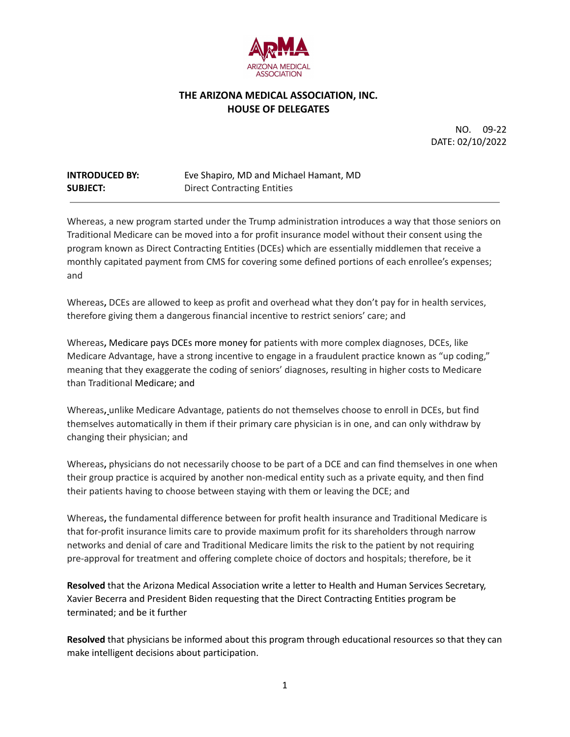# THE ARIZONA MEDICAL ASSOCIATION, INC.
## HOUSE OF DELEGATES

NO. 09-22
DATE: 02/10/2022

**INTRODUCED BY:** Eve Shapiro, MD and Michael Hamant, MD
**SUBJECT:** Direct Contracting Entities

---

Whereas, a new program started under the Trump administration introduces a way that those seniors on Traditional Medicare can be moved into a for profit insurance model without their consent using the program known as Direct Contracting Entities (DCEs) which are essentially middlemen that receive a monthly capitated payment from CMS for covering some defined portions of each enrollee's expenses; and

Whereas**,** DCEs are allowed to keep as profit and overhead what they don't pay for in health services, therefore giving them a dangerous financial incentive to restrict seniors' care; and

Whereas**,** Medicare pays DCEs more money for patients with more complex diagnoses, DCEs, like Medicare Advantage, have a strong incentive to engage in a fraudulent practice known as "up coding," meaning that they exaggerate the coding of seniors' diagnoses, resulting in higher costs to Medicare than Traditional Medicare; and

Whereas**,** unlike Medicare Advantage, patients do not themselves choose to enroll in DCEs, but find themselves automatically in them if their primary care physician is in one, and can only withdraw by changing their physician; and

Whereas**,** physicians do not necessarily choose to be part of a DCE and can find themselves in one when their group practice is acquired by another non-medical entity such as a private equity, and then find their patients having to choose between staying with them or leaving the DCE; and

Whereas**,** the fundamental difference between for profit health insurance and Traditional Medicare is that for-profit insurance limits care to provide maximum profit for its shareholders through narrow networks and denial of care and Traditional Medicare limits the risk to the patient by not requiring pre-approval for treatment and offering complete choice of doctors and hospitals; therefore, be it

**Resolved** that the Arizona Medical Association write a letter to Health and Human Services Secretary, Xavier Becerra and President Biden requesting that the Direct Contracting Entities program be terminated; and be it further

**Resolved** that physicians be informed about this program through educational resources so that they can make intelligent decisions about participation.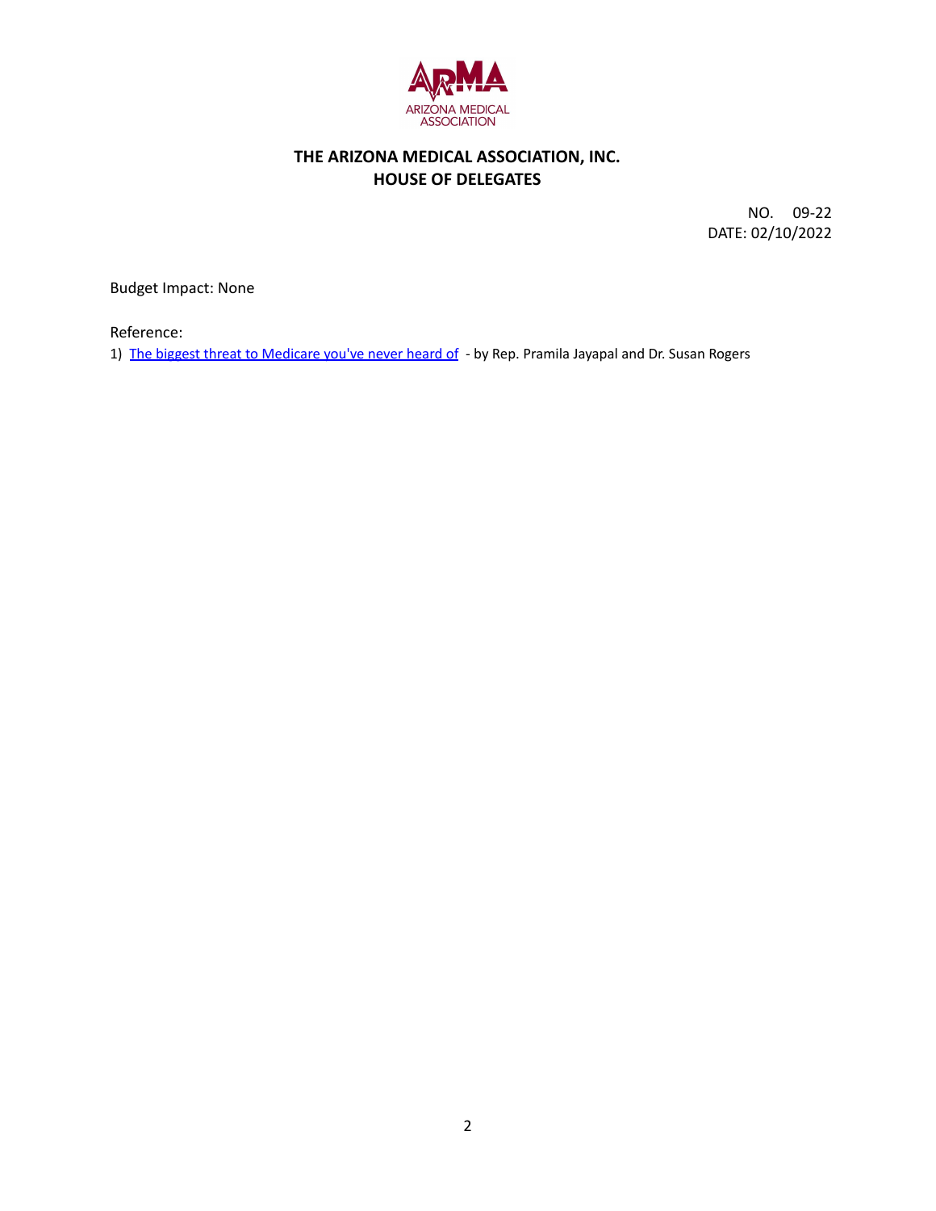# THE ARIZONA MEDICAL ASSOCIATION, INC.
## HOUSE OF DELEGATES

NO. 09-22
DATE: 02/10/2022

Budget Impact: None

Reference:

1) The biggest threat to Medicare you've never heard of - by Rep. Pramila Jayapal and Dr. Susan Rogers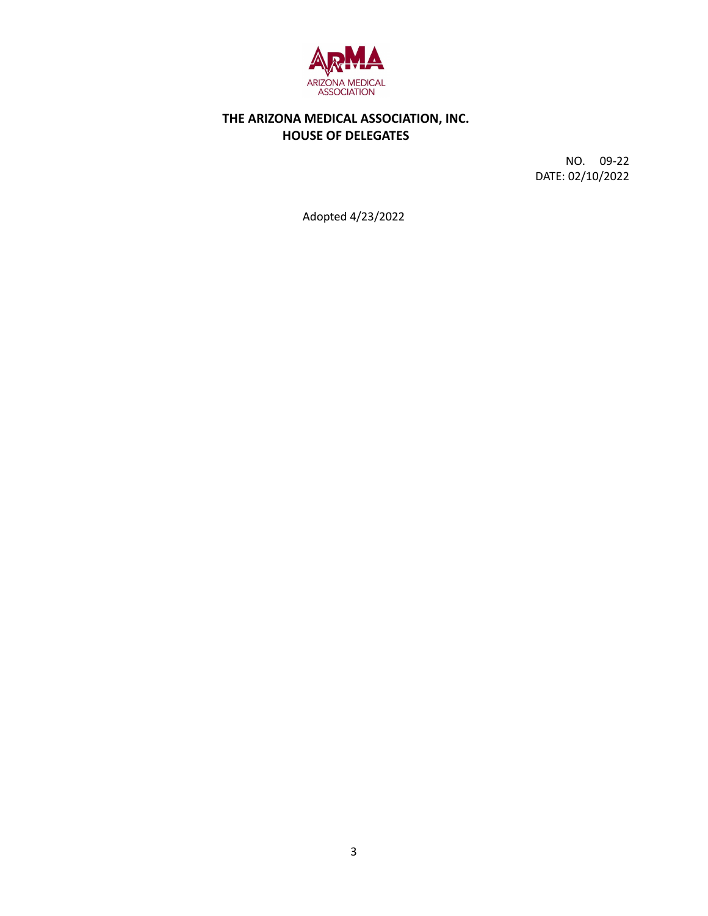ARIZONA MEDICAL ASSOCIATION

**THE ARIZONA MEDICAL ASSOCIATION, INC.**
**HOUSE OF DELEGATES**

NO. 09-22
DATE: 02/10/2022

Adopted 4/23/2022